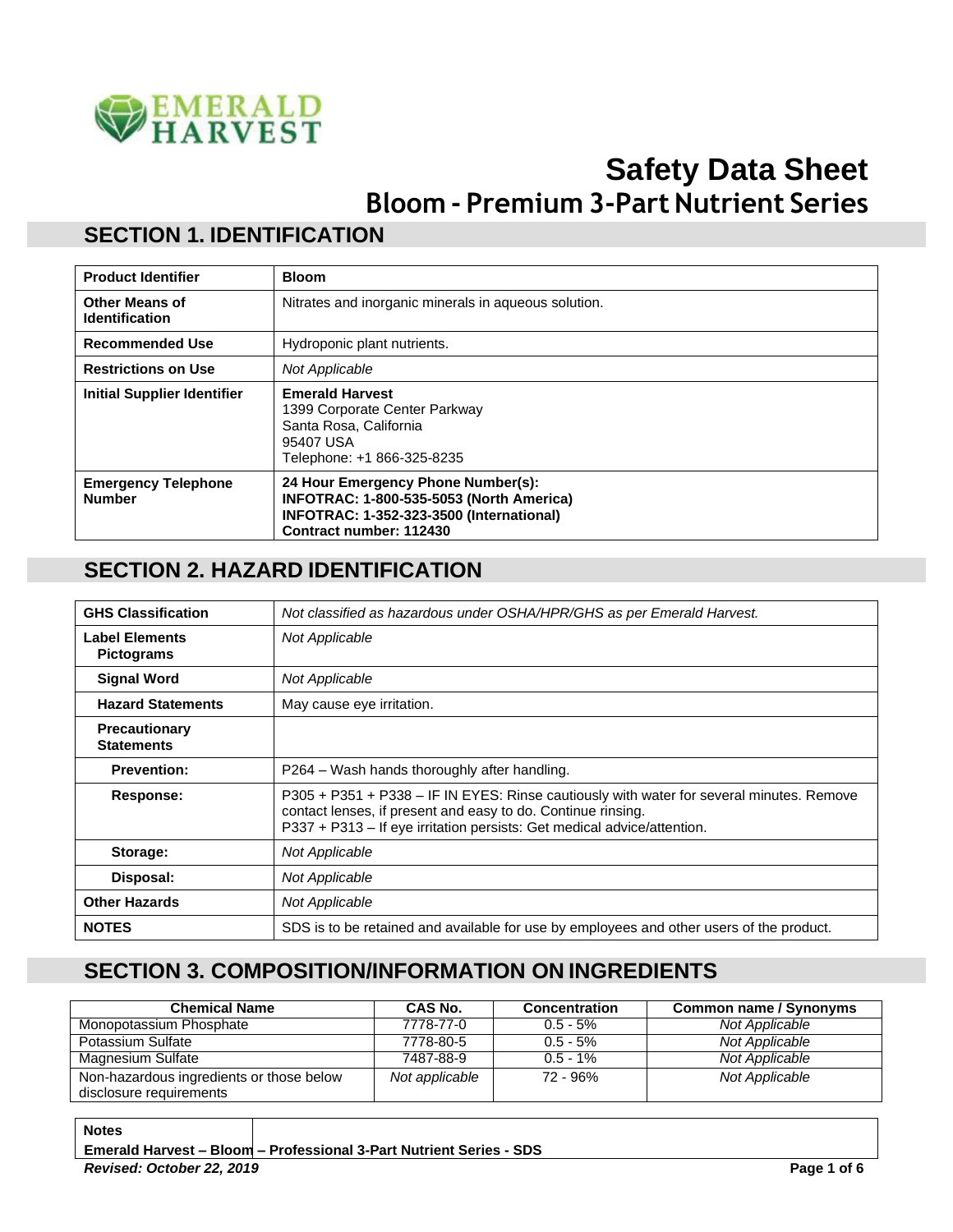# Safety Data Sheet
## Bloom - Premium 3-Part Nutrient Series

## SECTION 1. IDENTIFICATION

| | |
|---|---|
| **Product Identifier** | **Bloom** |
| **Other Means of Identification** | Nitrates and inorganic minerals in aqueous solution. |
| **Recommended Use** | Hydroponic plant nutrients. |
| **Restrictions on Use** | *Not Applicable* |
| **Initial Supplier Identifier** | **Emerald Harvest**<br>1399 Corporate Center Parkway<br>Santa Rosa, California<br>95407 USA<br>Telephone: +1 866-325-8235 |
| **Emergency Telephone Number** | **24 Hour Emergency Phone Number(s):**<br>**INFOTRAC: 1-800-535-5053 (North America)**<br>**INFOTRAC: 1-352-323-3500 (International)**<br>**Contract number: 112430** |

## SECTION 2. HAZARD IDENTIFICATION

| | |
|---|---|
| **GHS Classification** | *Not classified as hazardous under OSHA/HPR/GHS as per Emerald Harvest.* |
| **Label Elements Pictograms** | *Not Applicable* |
| **Signal Word** | *Not Applicable* |
| **Hazard Statements** | May cause eye irritation. |
| **Precautionary Statements** | |
| **Prevention:** | P264 – Wash hands thoroughly after handling. |
| **Response:** | P305 + P351 + P338 – IF IN EYES: Rinse cautiously with water for several minutes. Remove contact lenses, if present and easy to do. Continue rinsing.<br>P337 + P313 – If eye irritation persists: Get medical advice/attention. |
| **Storage:** | *Not Applicable* |
| **Disposal:** | *Not Applicable* |
| **Other Hazards** | *Not Applicable* |
| **NOTES** | SDS is to be retained and available for use by employees and other users of the product. |

## SECTION 3. COMPOSITION/INFORMATION ON INGREDIENTS

| Chemical Name | CAS No. | Concentration | Common name / Synonyms |
|---|---|---|---|
| Monopotassium Phosphate | 7778-77-0 | 0.5 - 5% | *Not Applicable* |
| Potassium Sulfate | 7778-80-5 | 0.5 - 5% | *Not Applicable* |
| Magnesium Sulfate | 7487-88-9 | 0.5 - 1% | *Not Applicable* |
| Non-hazardous ingredients or those below disclosure requirements | *Not applicable* | 72 - 96% | *Not Applicable* |

| | |
|---|---|
| **Notes** | |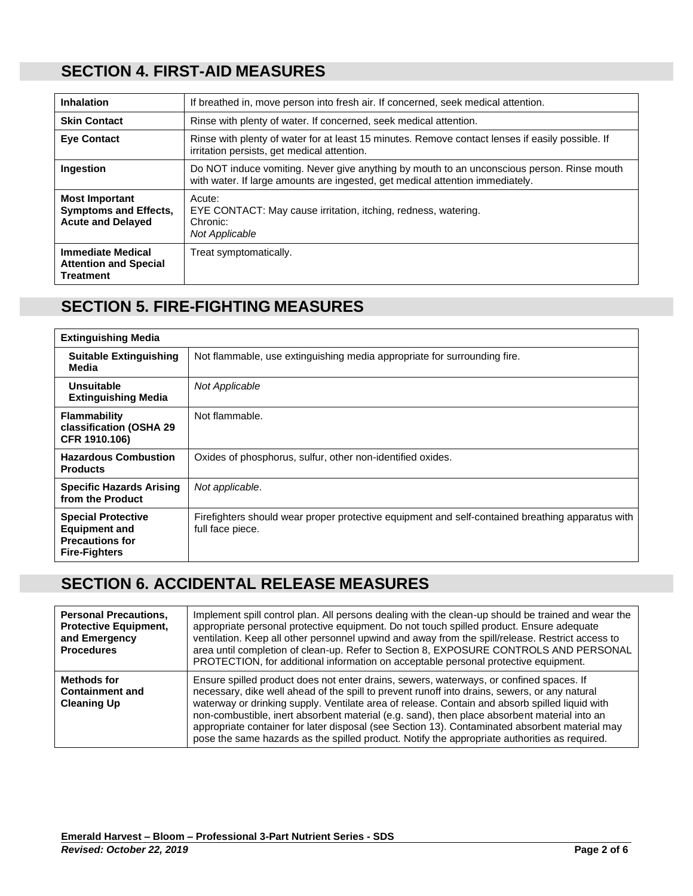## SECTION 4. FIRST-AID MEASURES

| | |
|---|---|
| **Inhalation** | If breathed in, move person into fresh air. If concerned, seek medical attention. |
| **Skin Contact** | Rinse with plenty of water. If concerned, seek medical attention. |
| **Eye Contact** | Rinse with plenty of water for at least 15 minutes. Remove contact lenses if easily possible. If irritation persists, get medical attention. |
| **Ingestion** | Do NOT induce vomiting. Never give anything by mouth to an unconscious person. Rinse mouth with water. If large amounts are ingested, get medical attention immediately. |
| **Most Important Symptoms and Effects, Acute and Delayed** | Acute:<br>EYE CONTACT: May cause irritation, itching, redness, watering.<br>Chronic:<br>*Not Applicable* |
| **Immediate Medical Attention and Special Treatment** | Treat symptomatically. |

## SECTION 5. FIRE-FIGHTING MEASURES

| **Extinguishing Media** | |
|---|---|
| **Suitable Extinguishing Media** | Not flammable, use extinguishing media appropriate for surrounding fire. |
| **Unsuitable Extinguishing Media** | *Not Applicable* |
| **Flammability classification (OSHA 29 CFR 1910.106)** | Not flammable. |
| **Hazardous Combustion Products** | Oxides of phosphorus, sulfur, other non-identified oxides. |
| **Specific Hazards Arising from the Product** | *Not applicable*. |
| **Special Protective Equipment and Precautions for Fire-Fighters** | Firefighters should wear proper protective equipment and self-contained breathing apparatus with full face piece. |

## SECTION 6. ACCIDENTAL RELEASE MEASURES

| | |
|---|---|
| **Personal Precautions, Protective Equipment, and Emergency Procedures** | Implement spill control plan. All persons dealing with the clean-up should be trained and wear the appropriate personal protective equipment. Do not touch spilled product. Ensure adequate ventilation. Keep all other personnel upwind and away from the spill/release. Restrict access to area until completion of clean-up. Refer to Section 8, EXPOSURE CONTROLS AND PERSONAL PROTECTION, for additional information on acceptable personal protective equipment. |
| **Methods for Containment and Cleaning Up** | Ensure spilled product does not enter drains, sewers, waterways, or confined spaces. If necessary, dike well ahead of the spill to prevent runoff into drains, sewers, or any natural waterway or drinking supply. Ventilate area of release. Contain and absorb spilled liquid with non-combustible, inert absorbent material (e.g. sand), then place absorbent material into an appropriate container for later disposal (see Section 13). Contaminated absorbent material may pose the same hazards as the spilled product. Notify the appropriate authorities as required. |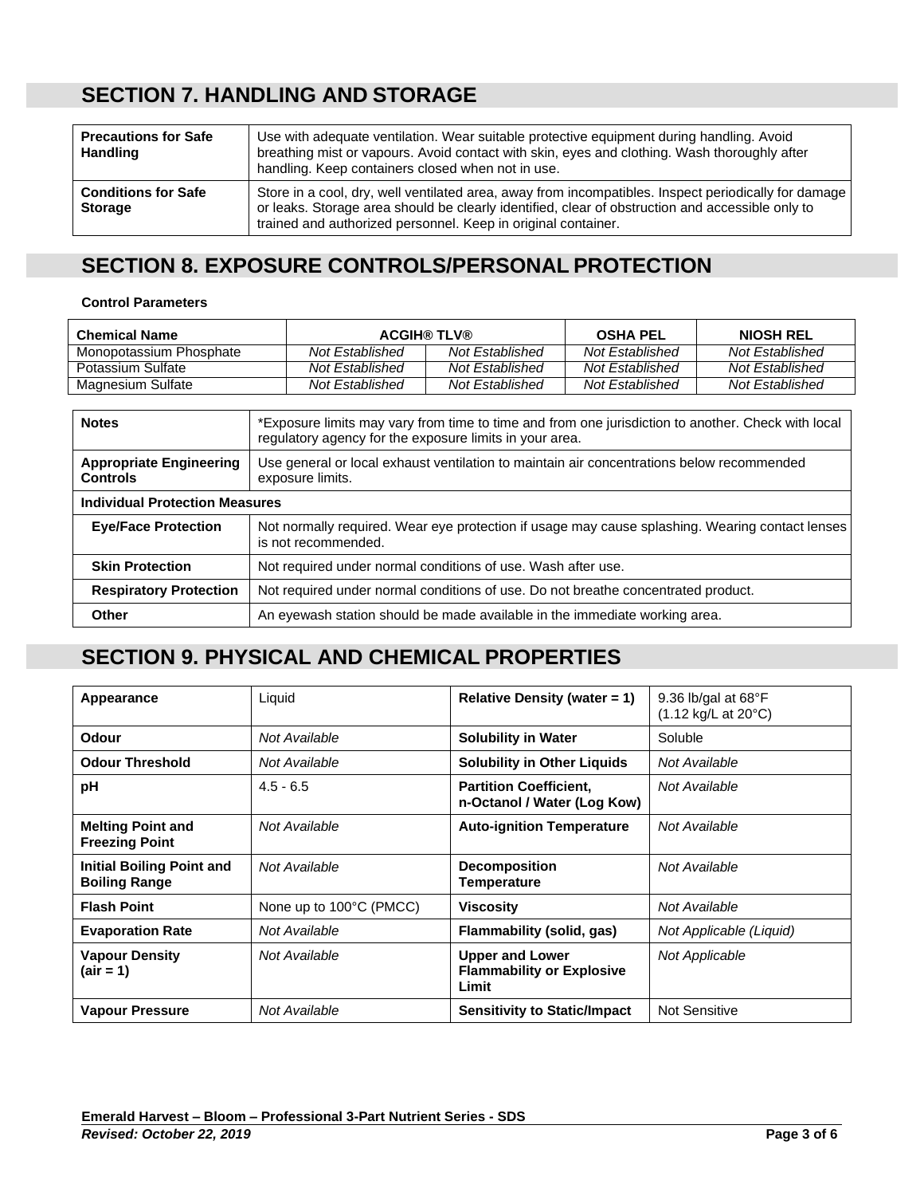## SECTION 7. HANDLING AND STORAGE

| | |
|---|---|
| **Precautions for Safe Handling** | Use with adequate ventilation. Wear suitable protective equipment during handling. Avoid breathing mist or vapours. Avoid contact with skin, eyes and clothing. Wash thoroughly after handling. Keep containers closed when not in use. |
| **Conditions for Safe Storage** | Store in a cool, dry, well ventilated area, away from incompatibles. Inspect periodically for damage or leaks. Storage area should be clearly identified, clear of obstruction and accessible only to trained and authorized personnel. Keep in original container. |

## SECTION 8. EXPOSURE CONTROLS/PERSONAL PROTECTION

**Control Parameters**

| Chemical Name | ACGIH® TLV® | | OSHA PEL | NIOSH REL |
|---|---|---|---|---|
| Monopotassium Phosphate | *Not Established* | *Not Established* | *Not Established* | *Not Established* |
| Potassium Sulfate | *Not Established* | *Not Established* | *Not Established* | *Not Established* |
| Magnesium Sulfate | *Not Established* | *Not Established* | *Not Established* | *Not Established* |

| | |
|---|---|
| **Notes** | *Exposure limits may vary from time to time and from one jurisdiction to another. Check with local regulatory agency for the exposure limits in your area. |
| **Appropriate Engineering Controls** | Use general or local exhaust ventilation to maintain air concentrations below recommended exposure limits. |
| **Individual Protection Measures** | |
| **Eye/Face Protection** | Not normally required. Wear eye protection if usage may cause splashing. Wearing contact lenses is not recommended. |
| **Skin Protection** | Not required under normal conditions of use. Wash after use. |
| **Respiratory Protection** | Not required under normal conditions of use. Do not breathe concentrated product. |
| **Other** | An eyewash station should be made available in the immediate working area. |

## SECTION 9. PHYSICAL AND CHEMICAL PROPERTIES

| | | | |
|---|---|---|---|
| **Appearance** | Liquid | **Relative Density (water = 1)** | 9.36 lb/gal at 68°F (1.12 kg/L at 20°C) |
| **Odour** | *Not Available* | **Solubility in Water** | Soluble |
| **Odour Threshold** | *Not Available* | **Solubility in Other Liquids** | *Not Available* |
| **pH** | 4.5 - 6.5 | **Partition Coefficient, n-Octanol / Water (Log Kow)** | *Not Available* |
| **Melting Point and Freezing Point** | *Not Available* | **Auto-ignition Temperature** | *Not Available* |
| **Initial Boiling Point and Boiling Range** | *Not Available* | **Decomposition Temperature** | *Not Available* |
| **Flash Point** | None up to 100°C (PMCC) | **Viscosity** | *Not Available* |
| **Evaporation Rate** | *Not Available* | **Flammability (solid, gas)** | *Not Applicable (Liquid)* |
| **Vapour Density (air = 1)** | *Not Available* | **Upper and Lower Flammability or Explosive Limit** | *Not Applicable* |
| **Vapour Pressure** | *Not Available* | **Sensitivity to Static/Impact** | Not Sensitive |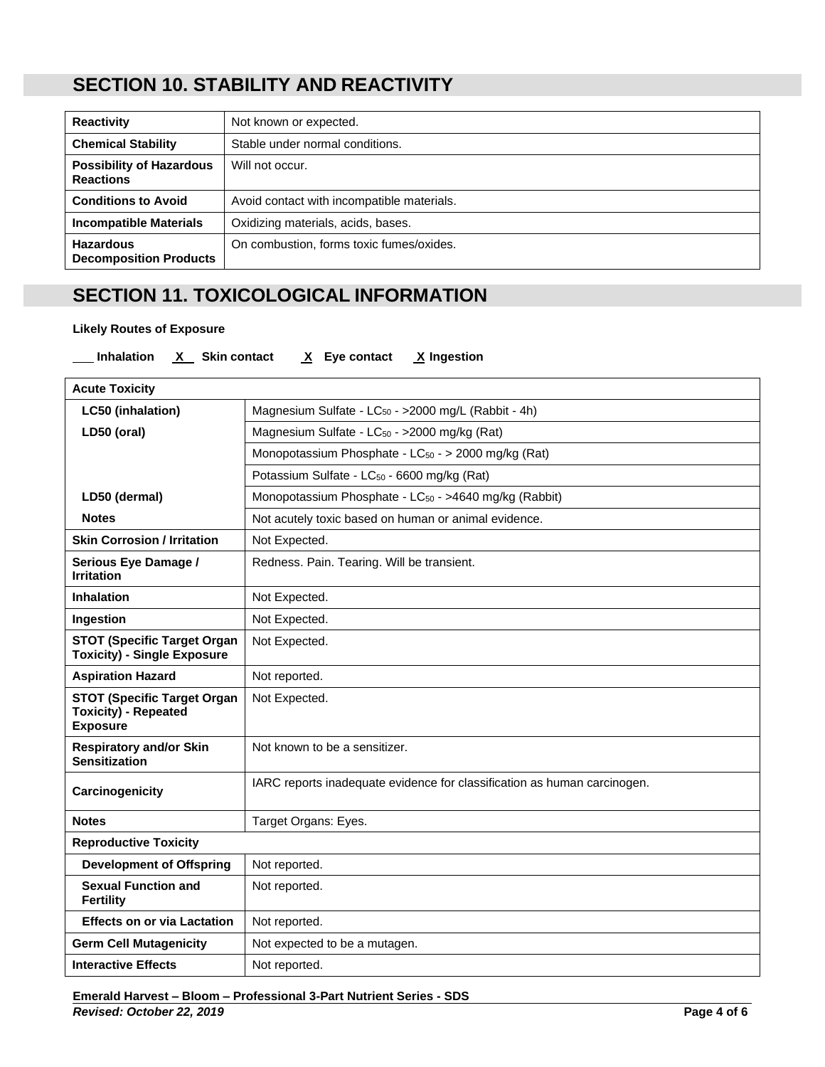## SECTION 10. STABILITY AND REACTIVITY

| | |
|---|---|
| **Reactivity** | Not known or expected. |
| **Chemical Stability** | Stable under normal conditions. |
| **Possibility of Hazardous Reactions** | Will not occur. |
| **Conditions to Avoid** | Avoid contact with incompatible materials. |
| **Incompatible Materials** | Oxidizing materials, acids, bases. |
| **Hazardous Decomposition Products** | On combustion, forms toxic fumes/oxides. |

## SECTION 11. TOXICOLOGICAL INFORMATION

**Likely Routes of Exposure**

**___ Inhalation  _X_ Skin contact  _X_ Eye contact  _X_ Ingestion**

| **Acute Toxicity** | |
|---|---|
| **LC50 (inhalation)** | Magnesium Sulfate - $LC_{50}$ - >2000 mg/L (Rabbit - 4h) |
| **LD50 (oral)** | Magnesium Sulfate - $LC_{50}$ - >2000 mg/kg (Rat) |
| | Monopotassium Phosphate - $LC_{50}$ - > 2000 mg/kg (Rat) |
| | Potassium Sulfate - $LC_{50}$ - 6600 mg/kg (Rat) |
| **LD50 (dermal)** | Monopotassium Phosphate - $LC_{50}$ - >4640 mg/kg (Rabbit) |
| **Notes** | Not acutely toxic based on human or animal evidence. |
| **Skin Corrosion / Irritation** | Not Expected. |
| **Serious Eye Damage / Irritation** | Redness. Pain. Tearing. Will be transient. |
| **Inhalation** | Not Expected. |
| **Ingestion** | Not Expected. |
| **STOT (Specific Target Organ Toxicity) - Single Exposure** | Not Expected. |
| **Aspiration Hazard** | Not reported. |
| **STOT (Specific Target Organ Toxicity) - Repeated Exposure** | Not Expected. |
| **Respiratory and/or Skin Sensitization** | Not known to be a sensitizer. |
| **Carcinogenicity** | IARC reports inadequate evidence for classification as human carcinogen. |
| **Notes** | Target Organs: Eyes. |
| **Reproductive Toxicity** | |
| **Development of Offspring** | Not reported. |
| **Sexual Function and Fertility** | Not reported. |
| **Effects on or via Lactation** | Not reported. |
| **Germ Cell Mutagenicity** | Not expected to be a mutagen. |
| **Interactive Effects** | Not reported. |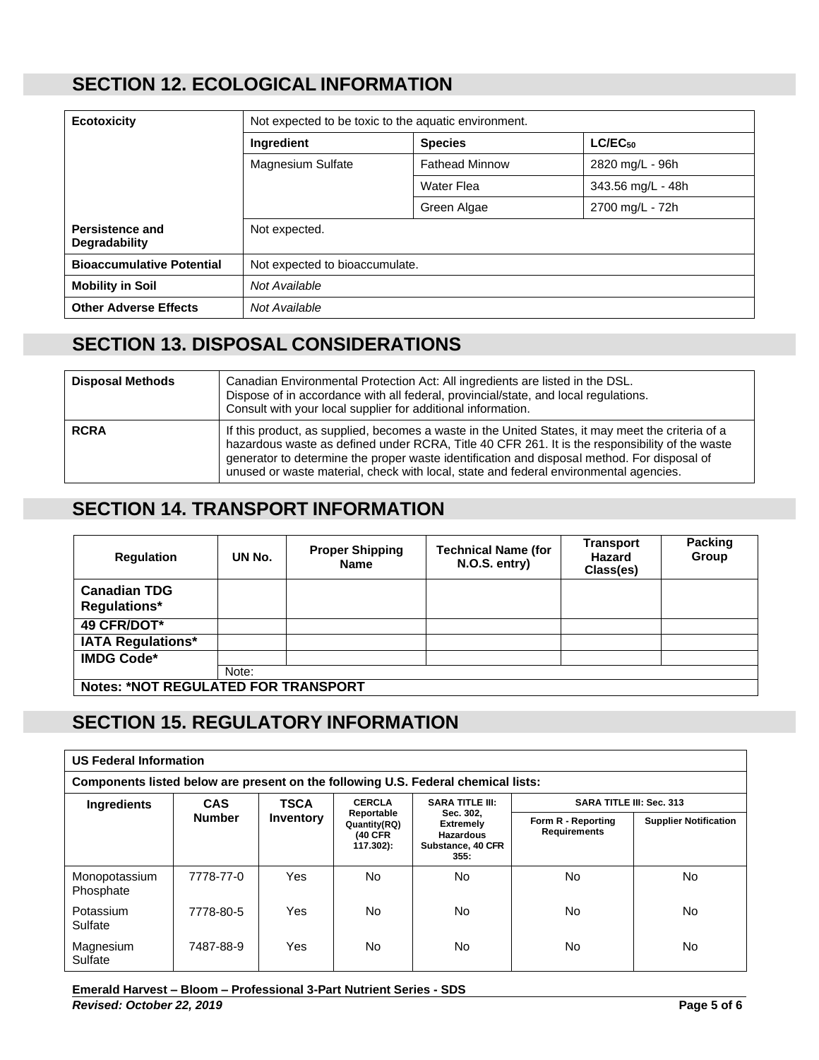## SECTION 12. ECOLOGICAL INFORMATION

| | | | |
|---|---|---|---|
| **Ecotoxicity** | Not expected to be toxic to the aquatic environment. | | |
| | **Ingredient** | **Species** | **$LC/EC_{50}$** |
| | Magnesium Sulfate | Fathead Minnow | 2820 mg/L - 96h |
| | | Water Flea | 343.56 mg/L - 48h |
| | | Green Algae | 2700 mg/L - 72h |
| **Persistence and Degradability** | Not expected. | | |
| **Bioaccumulative Potential** | Not expected to bioaccumulate. | | |
| **Mobility in Soil** | *Not Available* | | |
| **Other Adverse Effects** | *Not Available* | | |

## SECTION 13. DISPOSAL CONSIDERATIONS

| | |
|---|---|
| **Disposal Methods** | Canadian Environmental Protection Act: All ingredients are listed in the DSL. Dispose of in accordance with all federal, provincial/state, and local regulations. Consult with your local supplier for additional information. |
| **RCRA** | If this product, as supplied, becomes a waste in the United States, it may meet the criteria of a hazardous waste as defined under RCRA, Title 40 CFR 261. It is the responsibility of the waste generator to determine the proper waste identification and disposal method. For disposal of unused or waste material, check with local, state and federal environmental agencies. |

## SECTION 14. TRANSPORT INFORMATION

| Regulation | UN No. | Proper Shipping Name | Technical Name (for N.O.S. entry) | Transport Hazard Class(es) | Packing Group |
|---|---|---|---|---|---|
| **Canadian TDG Regulations*** | | | | | |
| **49 CFR/DOT*** | | | | | |
| **IATA Regulations*** | | | | | |
| **IMDG Code*** | | | | | |
| | Note: | | | | |
| **Notes: *NOT REGULATED FOR TRANSPORT** | | | | | |

## SECTION 15. REGULATORY INFORMATION

**US Federal Information**

**Components listed below are present on the following U.S. Federal chemical lists:**

| Ingredients | CAS Number | TSCA Inventory | CERCLA Reportable Quantity(RQ) (40 CFR 117.302): | SARA TITLE III: Sec. 302, Extremely Hazardous Substance, 40 CFR 355: | SARA TITLE III: Sec. 313 | |
|---|---|---|---|---|---|---|
| | | | | | Form R - Reporting Requirements | Supplier Notification |
| Monopotassium Phosphate | 7778-77-0 | Yes | No | No | No | No |
| Potassium Sulfate | 7778-80-5 | Yes | No | No | No | No |
| Magnesium Sulfate | 7487-88-9 | Yes | No | No | No | No |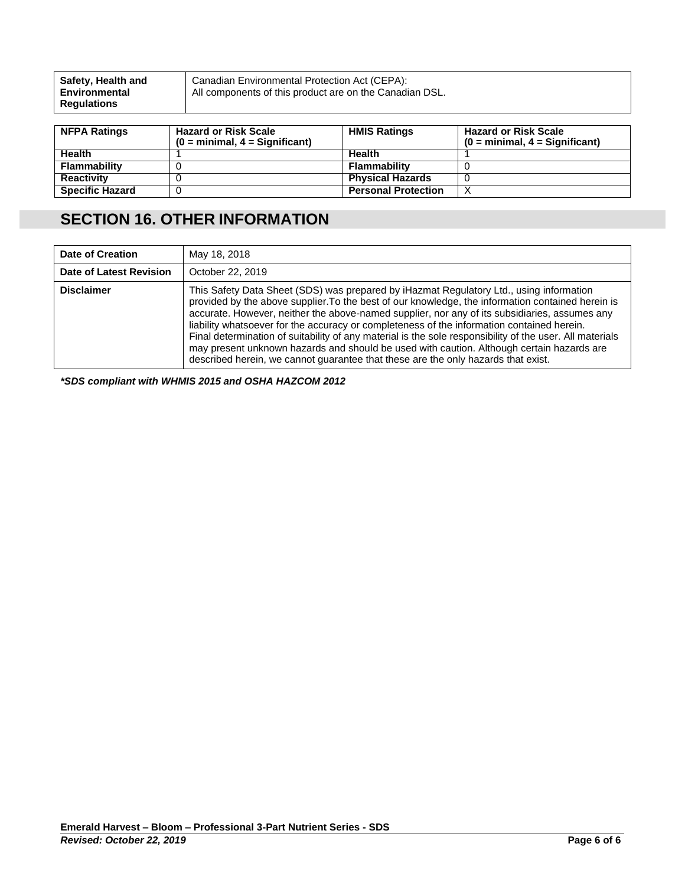| | |
|---|---|
| **Safety, Health and Environmental Regulations** | Canadian Environmental Protection Act (CEPA): All components of this product are on the Canadian DSL. |

| NFPA Ratings | Hazard or Risk Scale (0 = minimal, 4 = Significant) | HMIS Ratings | Hazard or Risk Scale (0 = minimal, 4 = Significant) |
|---|---|---|---|
| **Health** | 1 | **Health** | 1 |
| **Flammability** | 0 | **Flammability** | 0 |
| **Reactivity** | 0 | **Physical Hazards** | 0 |
| **Specific Hazard** | 0 | **Personal Protection** | X |

## SECTION 16. OTHER INFORMATION

| | |
|---|---|
| **Date of Creation** | May 18, 2018 |
| **Date of Latest Revision** | October 22, 2019 |
| **Disclaimer** | This Safety Data Sheet (SDS) was prepared by iHazmat Regulatory Ltd., using information provided by the above supplier.To the best of our knowledge, the information contained herein is accurate. However, neither the above-named supplier, nor any of its subsidiaries, assumes any liability whatsoever for the accuracy or completeness of the information contained herein. Final determination of suitability of any material is the sole responsibility of the user. All materials may present unknown hazards and should be used with caution. Although certain hazards are described herein, we cannot guarantee that these are the only hazards that exist. |

***SDS compliant with WHMIS 2015 and OSHA HAZCOM 2012***